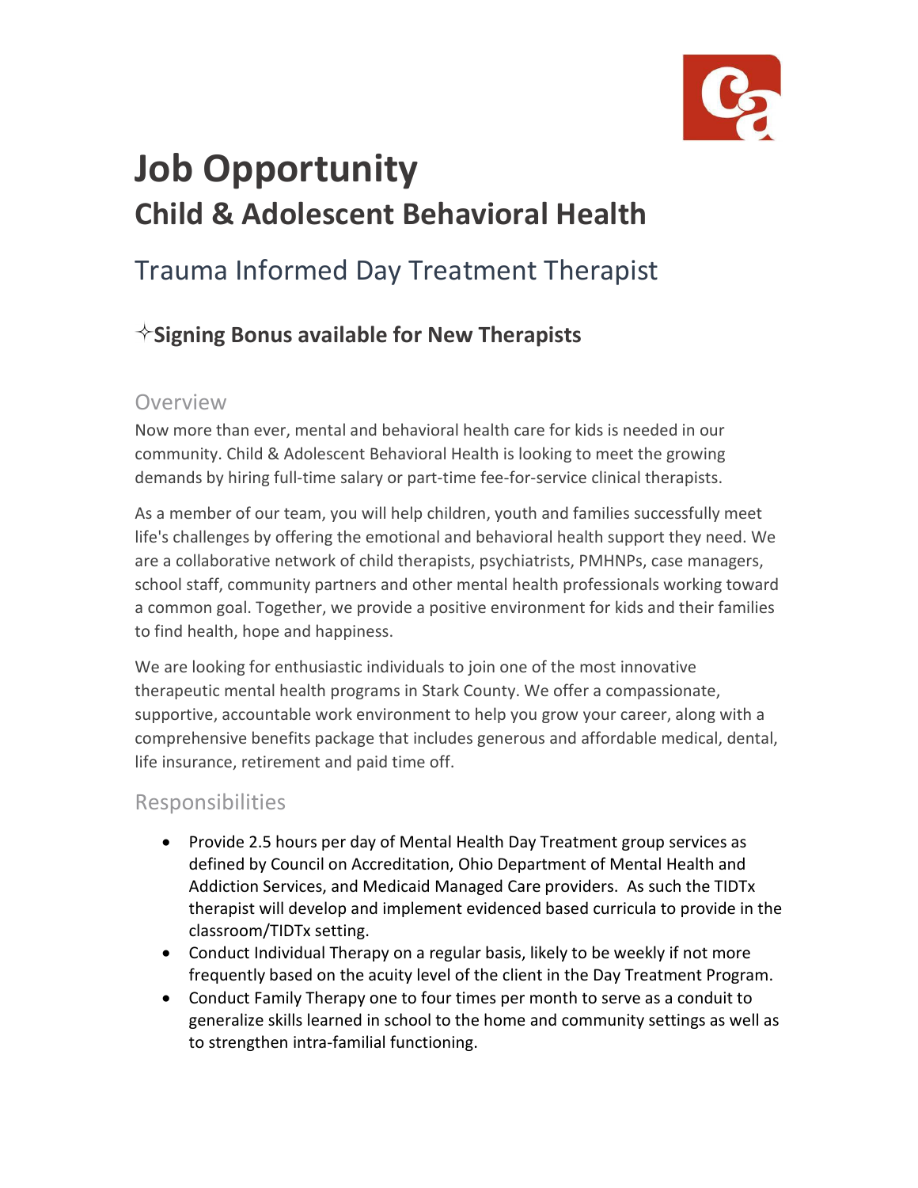# Job Opportunity

## Child & Adolescent Behavioral Health

## Trauma Informed Day Treatment Therapist

### ✧Signing Bonus available for New Therapists

### Overview

Now more than ever, mental and behavioral health care for kids is needed in our community. Child & Adolescent Behavioral Health is looking to meet the growing demands by hiring full-time salary or part-time fee-for-service clinical therapists.

As a member of our team, you will help children, youth and families successfully meet life's challenges by offering the emotional and behavioral health support they need. We are a collaborative network of child therapists, psychiatrists, PMHNPs, case managers, school staff, community partners and other mental health professionals working toward a common goal. Together, we provide a positive environment for kids and their families to find health, hope and happiness.

We are looking for enthusiastic individuals to join one of the most innovative therapeutic mental health programs in Stark County. We offer a compassionate, supportive, accountable work environment to help you grow your career, along with a comprehensive benefits package that includes generous and affordable medical, dental, life insurance, retirement and paid time off.

### Responsibilities

- Provide 2.5 hours per day of Mental Health Day Treatment group services as defined by Council on Accreditation, Ohio Department of Mental Health and Addiction Services, and Medicaid Managed Care providers. As such the TIDTx therapist will develop and implement evidenced based curricula to provide in the classroom/TIDTx setting.
- Conduct Individual Therapy on a regular basis, likely to be weekly if not more frequently based on the acuity level of the client in the Day Treatment Program.
- Conduct Family Therapy one to four times per month to serve as a conduit to generalize skills learned in school to the home and community settings as well as to strengthen intra-familial functioning.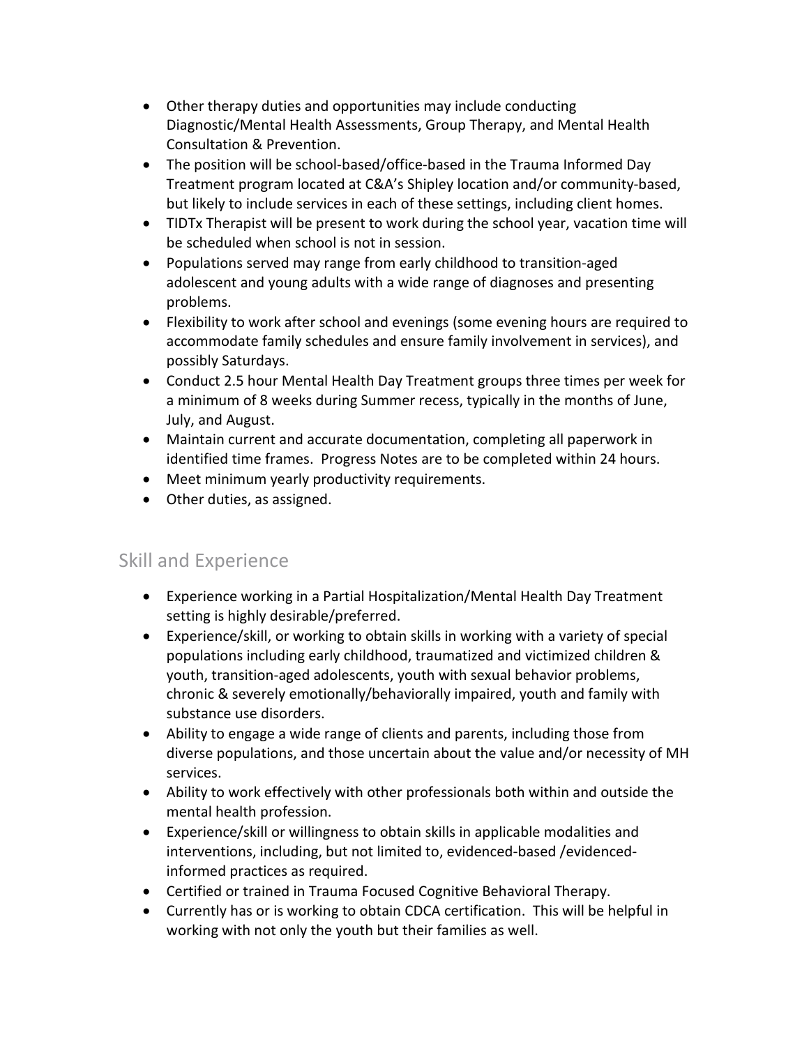- Other therapy duties and opportunities may include conducting Diagnostic/Mental Health Assessments, Group Therapy, and Mental Health Consultation & Prevention.
- The position will be school-based/office-based in the Trauma Informed Day Treatment program located at C&A's Shipley location and/or community-based, but likely to include services in each of these settings, including client homes.
- TIDTx Therapist will be present to work during the school year, vacation time will be scheduled when school is not in session.
- Populations served may range from early childhood to transition-aged adolescent and young adults with a wide range of diagnoses and presenting problems.
- Flexibility to work after school and evenings (some evening hours are required to accommodate family schedules and ensure family involvement in services), and possibly Saturdays.
- Conduct 2.5 hour Mental Health Day Treatment groups three times per week for a minimum of 8 weeks during Summer recess, typically in the months of June, July, and August.
- Maintain current and accurate documentation, completing all paperwork in identified time frames. Progress Notes are to be completed within 24 hours.
- Meet minimum yearly productivity requirements.
- Other duties, as assigned.

## Skill and Experience

- Experience working in a Partial Hospitalization/Mental Health Day Treatment setting is highly desirable/preferred.
- Experience/skill, or working to obtain skills in working with a variety of special populations including early childhood, traumatized and victimized children & youth, transition-aged adolescents, youth with sexual behavior problems, chronic & severely emotionally/behaviorally impaired, youth and family with substance use disorders.
- Ability to engage a wide range of clients and parents, including those from diverse populations, and those uncertain about the value and/or necessity of MH services.
- Ability to work effectively with other professionals both within and outside the mental health profession.
- Experience/skill or willingness to obtain skills in applicable modalities and interventions, including, but not limited to, evidenced-based /evidenced-informed practices as required.
- Certified or trained in Trauma Focused Cognitive Behavioral Therapy.
- Currently has or is working to obtain CDCA certification. This will be helpful in working with not only the youth but their families as well.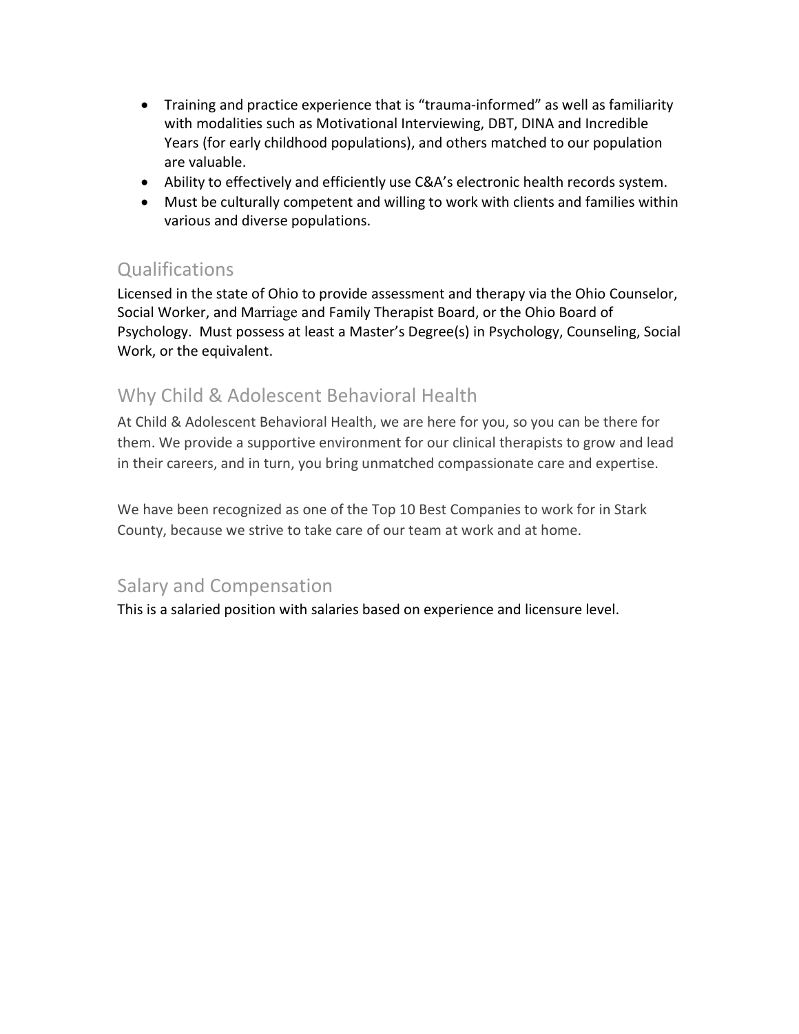- Training and practice experience that is "trauma-informed" as well as familiarity with modalities such as Motivational Interviewing, DBT, DINA and Incredible Years (for early childhood populations), and others matched to our population are valuable.
- Ability to effectively and efficiently use C&A's electronic health records system.
- Must be culturally competent and willing to work with clients and families within various and diverse populations.

## Qualifications

Licensed in the state of Ohio to provide assessment and therapy via the Ohio Counselor, Social Worker, and Marriage and Family Therapist Board, or the Ohio Board of Psychology. Must possess at least a Master's Degree(s) in Psychology, Counseling, Social Work, or the equivalent.

## Why Child & Adolescent Behavioral Health

At Child & Adolescent Behavioral Health, we are here for you, so you can be there for them. We provide a supportive environment for our clinical therapists to grow and lead in their careers, and in turn, you bring unmatched compassionate care and expertise.

We have been recognized as one of the Top 10 Best Companies to work for in Stark County, because we strive to take care of our team at work and at home.

## Salary and Compensation

This is a salaried position with salaries based on experience and licensure level.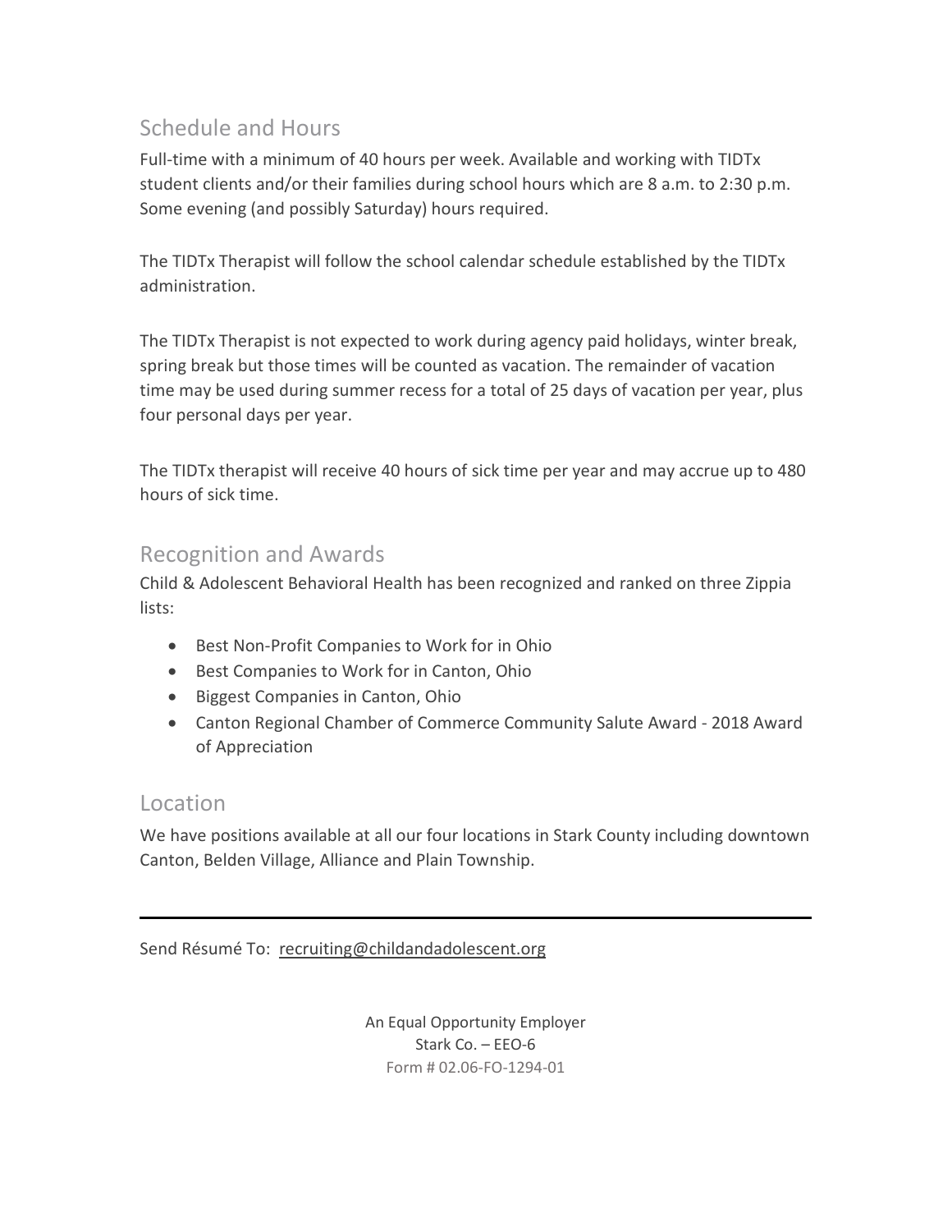## Schedule and Hours

Full-time with a minimum of 40 hours per week. Available and working with TIDTx student clients and/or their families during school hours which are 8 a.m. to 2:30 p.m. Some evening (and possibly Saturday) hours required.

The TIDTx Therapist will follow the school calendar schedule established by the TIDTx administration.

The TIDTx Therapist is not expected to work during agency paid holidays, winter break, spring break but those times will be counted as vacation. The remainder of vacation time may be used during summer recess for a total of 25 days of vacation per year, plus four personal days per year.

The TIDTx therapist will receive 40 hours of sick time per year and may accrue up to 480 hours of sick time.

## Recognition and Awards

Child & Adolescent Behavioral Health has been recognized and ranked on three Zippia lists:

- Best Non-Profit Companies to Work for in Ohio
- Best Companies to Work for in Canton, Ohio
- Biggest Companies in Canton, Ohio
- Canton Regional Chamber of Commerce Community Salute Award - 2018 Award of Appreciation

## Location

We have positions available at all our four locations in Stark County including downtown Canton, Belden Village, Alliance and Plain Township.

---

Send Résumé To: recruiting@childandadolescent.org

An Equal Opportunity Employer
Stark Co. – EEO-6
Form # 02.06-FO-1294-01